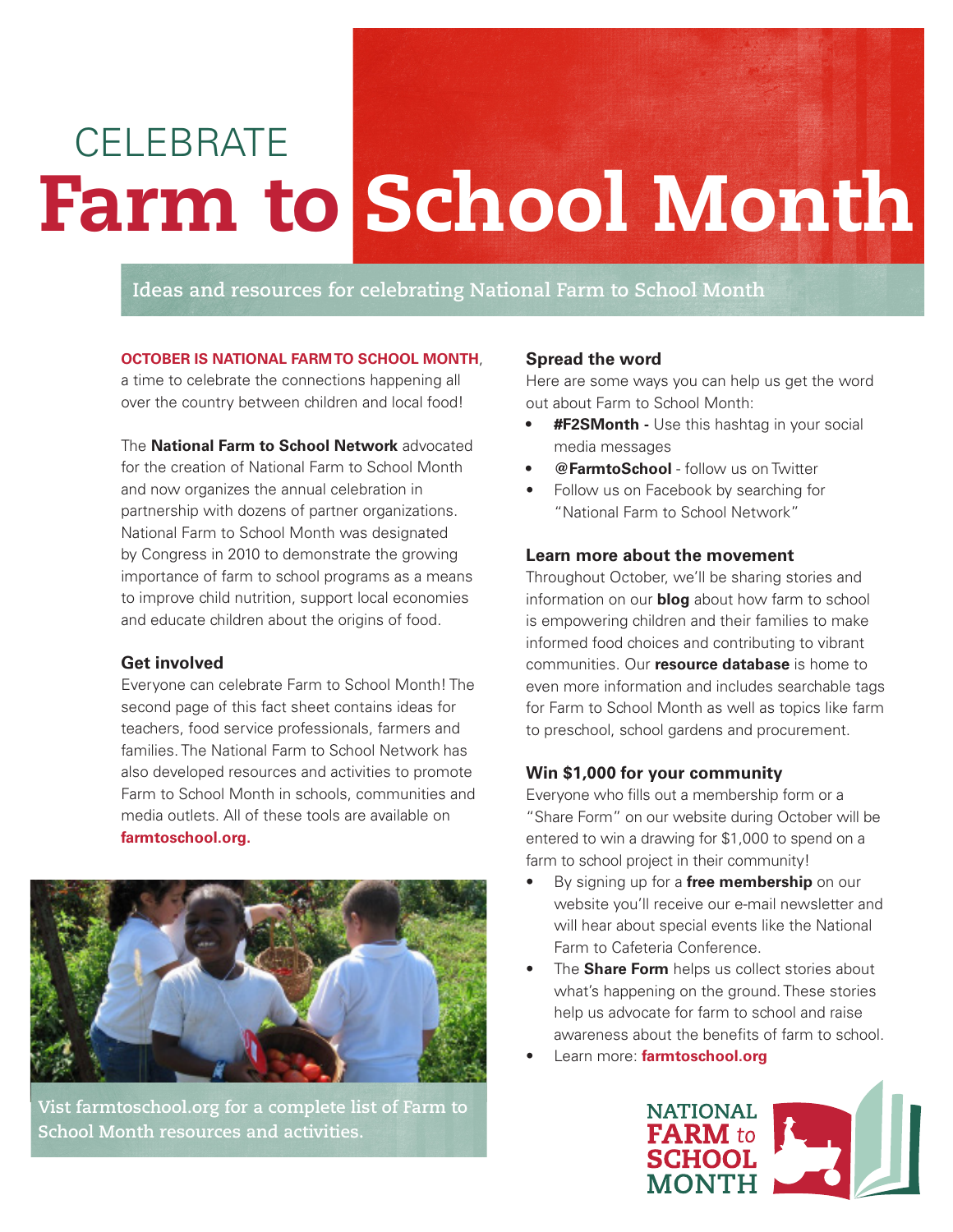# CELEBRATE Farm to School Month

Ideas and resources for celebrating National Farm to School Month

**OCTOBER IS NATIONAL FARM TO SCHOOL MONTH**, a time to celebrate the connections happening all over the country between children and local food!

The **National Farm to School Network** advocated for the creation of National Farm to School Month and now organizes the annual celebration in partnership with dozens of partner organizations. National Farm to School Month was designated by Congress in 2010 to demonstrate the growing importance of farm to school programs as a means to improve child nutrition, support local economies and educate children about the origins of food.

### Get involved

Everyone can celebrate Farm to School Month! The second page of this fact sheet contains ideas for teachers, food service professionals, farmers and families. The National Farm to School Network has also developed resources and activities to promote Farm to School Month in schools, communities and media outlets. All of these tools are available on **farmtoschool.org.**

Vist farmtoschool.org for a complete list of Farm to School Month resources and activities.

### Spread the word

Here are some ways you can help us get the word out about Farm to School Month:

- **#F2SMonth -** Use this hashtag in your social media messages
- **@FarmtoSchool** - follow us on Twitter
- Follow us on Facebook by searching for "National Farm to School Network"

### Learn more about the movement

Throughout October, we'll be sharing stories and information on our **blog** about how farm to school is empowering children and their families to make informed food choices and contributing to vibrant communities. Our **resource database** is home to even more information and includes searchable tags for Farm to School Month as well as topics like farm to preschool, school gardens and procurement.

### Win $1,000 for your community

Everyone who fills out a membership form or a "Share Form" on our website during October will be entered to win a drawing for $1,000 to spend on a farm to school project in their community!

- By signing up for a **free membership** on our website you'll receive our e-mail newsletter and will hear about special events like the National Farm to Cafeteria Conference.
- The **Share Form** helps us collect stories about what's happening on the ground. These stories help us advocate for farm to school and raise awareness about the benefits of farm to school.
- Learn more: **farmtoschool.org**

NATIONAL FARM to SCHOOL MONTH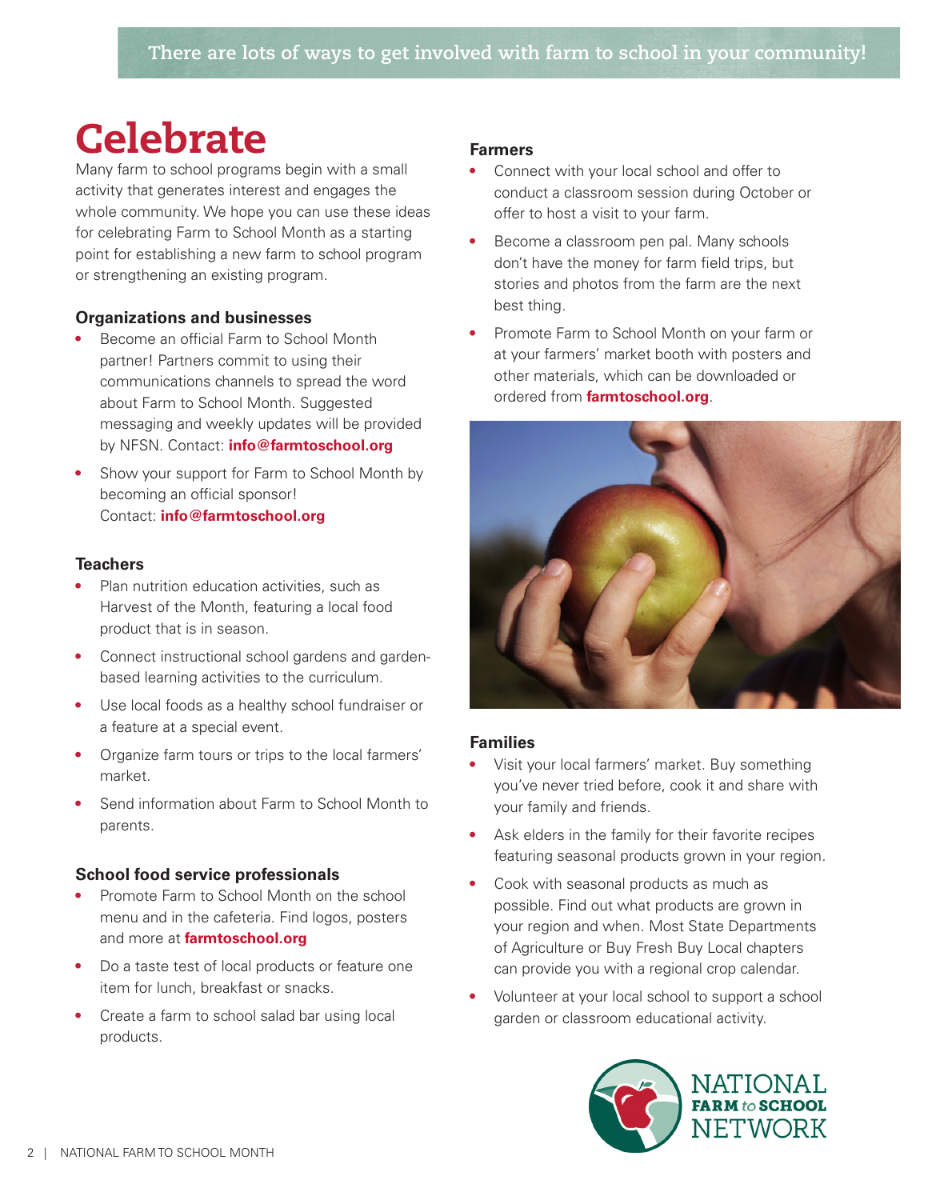There are lots of ways to get involved with farm to school in your community!

# Celebrate

Many farm to school programs begin with a small activity that generates interest and engages the whole community. We hope you can use these ideas for celebrating Farm to School Month as a starting point for establishing a new farm to school program or strengthening an existing program.

### Organizations and businesses

- Become an official Farm to School Month partner! Partners commit to using their communications channels to spread the word about Farm to School Month. Suggested messaging and weekly updates will be provided by NFSN. Contact: **info@farmtoschool.org**
- Show your support for Farm to School Month by becoming an official sponsor! Contact: **info@farmtoschool.org**

### Teachers

- Plan nutrition education activities, such as Harvest of the Month, featuring a local food product that is in season.
- Connect instructional school gardens and garden-based learning activities to the curriculum.
- Use local foods as a healthy school fundraiser or a feature at a special event.
- Organize farm tours or trips to the local farmers' market.
- Send information about Farm to School Month to parents.

### School food service professionals

- Promote Farm to School Month on the school menu and in the cafeteria. Find logos, posters and more at **farmtoschool.org**
- Do a taste test of local products or feature one item for lunch, breakfast or snacks.
- Create a farm to school salad bar using local products.

### Farmers

- Connect with your local school and offer to conduct a classroom session during October or offer to host a visit to your farm.
- Become a classroom pen pal. Many schools don't have the money for farm field trips, but stories and photos from the farm are the next best thing.
- Promote Farm to School Month on your farm or at your farmers' market booth with posters and other materials, which can be downloaded or ordered from **farmtoschool.org**.

### Families

- Visit your local farmers' market. Buy something you've never tried before, cook it and share with your family and friends.
- Ask elders in the family for their favorite recipes featuring seasonal products grown in your region.
- Cook with seasonal products as much as possible. Find out what products are grown in your region and when. Most State Departments of Agriculture or Buy Fresh Buy Local chapters can provide you with a regional crop calendar.
- Volunteer at your local school to support a school garden or classroom educational activity.

NATIONAL FARM *to* SCHOOL NETWORK